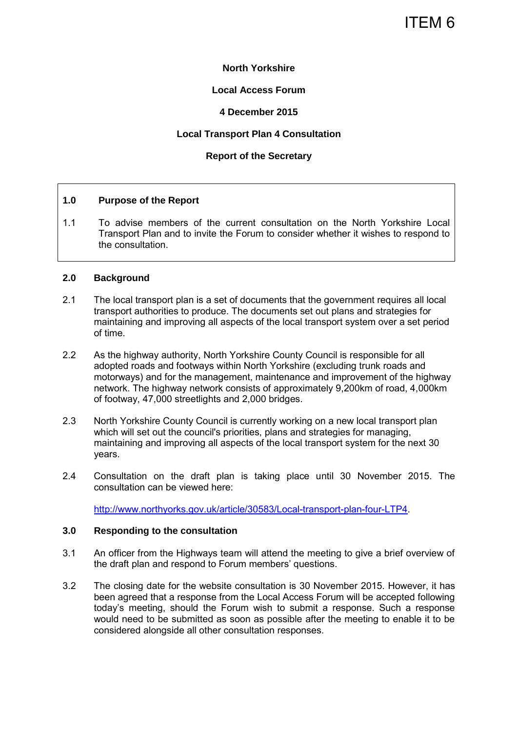ITEM 6

**North Yorkshire**

**Local Access Forum**

**4 December 2015**

**Local Transport Plan 4 Consultation**

**Report of the Secretary**

## 1.0 Purpose of the Report

1.1 To advise members of the current consultation on the North Yorkshire Local Transport Plan and to invite the Forum to consider whether it wishes to respond to the consultation.

## 2.0 Background

2.1 The local transport plan is a set of documents that the government requires all local transport authorities to produce. The documents set out plans and strategies for maintaining and improving all aspects of the local transport system over a set period of time.

2.2 As the highway authority, North Yorkshire County Council is responsible for all adopted roads and footways within North Yorkshire (excluding trunk roads and motorways) and for the management, maintenance and improvement of the highway network. The highway network consists of approximately 9,200km of road, 4,000km of footway, 47,000 streetlights and 2,000 bridges.

2.3 North Yorkshire County Council is currently working on a new local transport plan which will set out the council's priorities, plans and strategies for managing, maintaining and improving all aspects of the local transport system for the next 30 years.

2.4 Consultation on the draft plan is taking place until 30 November 2015. The consultation can be viewed here:

[http://www.northyorks.gov.uk/article/30583/Local-transport-plan-four-LTP4](http://www.northyorks.gov.uk/article/30583/Local-transport-plan-four-LTP4).

## 3.0 Responding to the consultation

3.1 An officer from the Highways team will attend the meeting to give a brief overview of the draft plan and respond to Forum members' questions.

3.2 The closing date for the website consultation is 30 November 2015. However, it has been agreed that a response from the Local Access Forum will be accepted following today's meeting, should the Forum wish to submit a response. Such a response would need to be submitted as soon as possible after the meeting to enable it to be considered alongside all other consultation responses.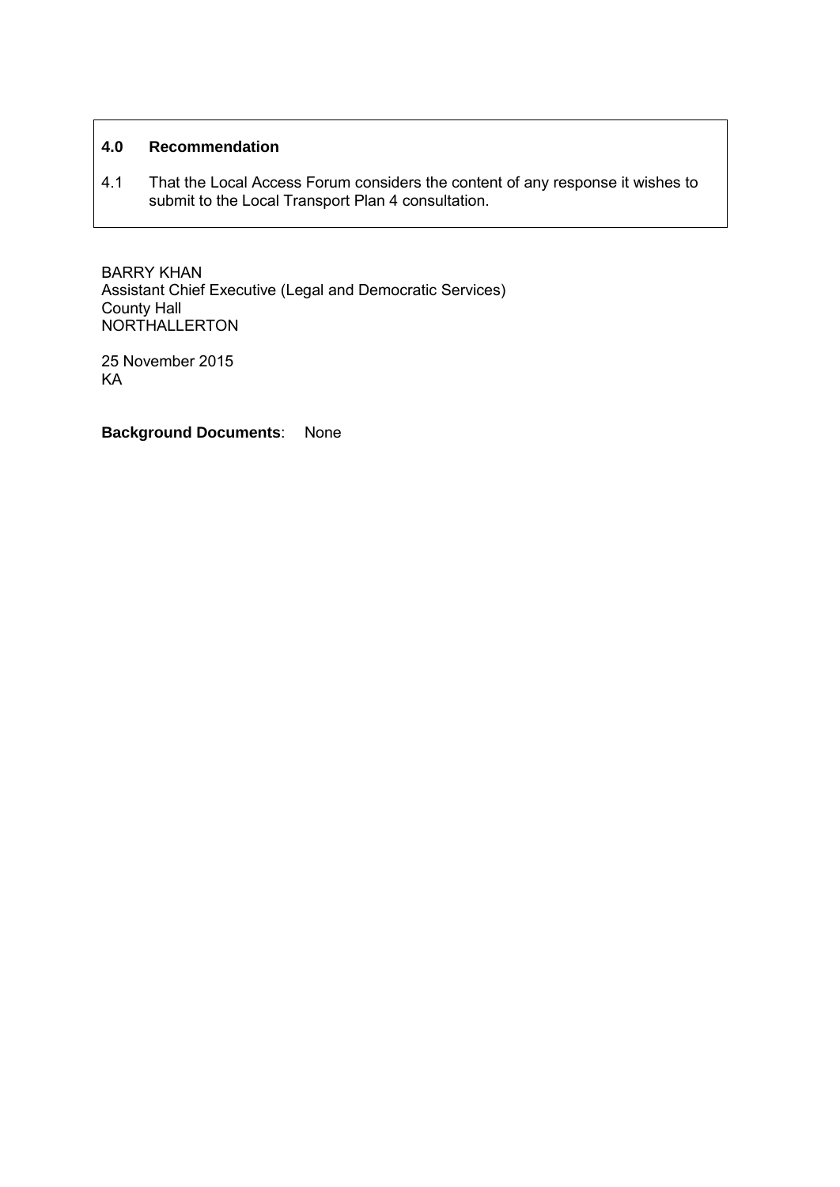## 4.0 Recommendation

4.1 That the Local Access Forum considers the content of any response it wishes to submit to the Local Transport Plan 4 consultation.

BARRY KHAN
Assistant Chief Executive (Legal and Democratic Services)
County Hall
NORTHALLERTON

25 November 2015
KA

**Background Documents**: None